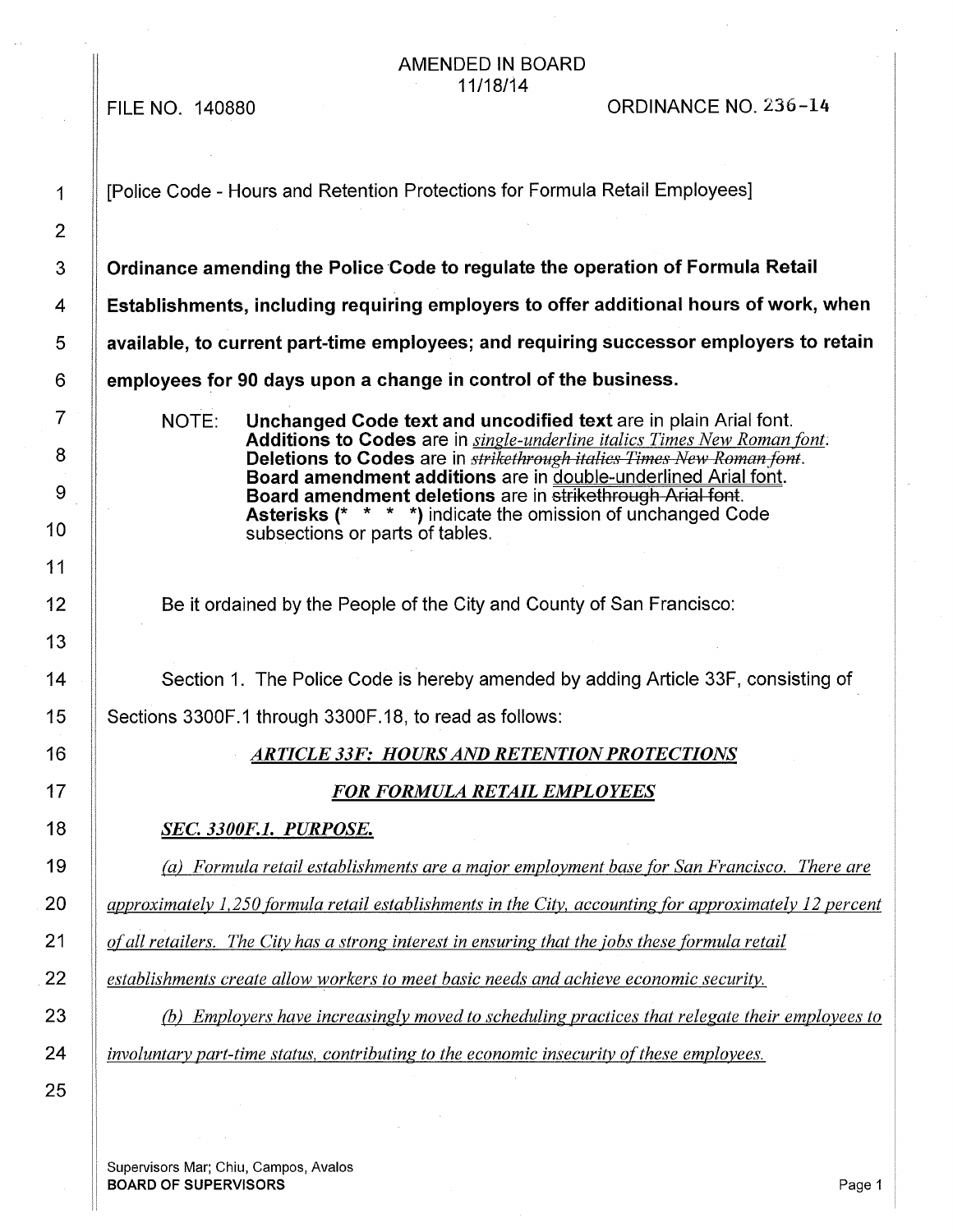AMENDED IN BOARD
11/18/14

FILE NO. 140880 ORDINANCE NO. 236-14

[Police Code - Hours and Retention Protections for Formula Retail Employees]

**Ordinance amending the Police Code to regulate the operation of Formula Retail Establishments, including requiring employers to offer additional hours of work, when available, to current part-time employees; and requiring successor employers to retain employees for 90 days upon a change in control of the business.**

NOTE: **Unchanged Code text and uncodified text** are in plain Arial font.
**Additions to Codes** are in *single-underline italics Times New Roman font*.
**Deletions to Codes** are in ~~*strikethrough italics Times New Roman font*~~.
**Board amendment additions** are in double-underlined Arial font.
**Board amendment deletions** are in ~~strikethrough Arial font~~.
**Asterisks (* * * *)** indicate the omission of unchanged Code subsections or parts of tables.

Be it ordained by the People of the City and County of San Francisco:

Section 1. The Police Code is hereby amended by adding Article 33F, consisting of Sections 3300F.1 through 3300F.18, to read as follows:

## *ARTICLE 33F: HOURS AND RETENTION PROTECTIONS FOR FORMULA RETAIL EMPLOYEES*

### *SEC. 3300F.1. PURPOSE.*

*(a) Formula retail establishments are a major employment base for San Francisco. There are approximately 1,250 formula retail establishments in the City, accounting for approximately 12 percent of all retailers. The City has a strong interest in ensuring that the jobs these formula retail establishments create allow workers to meet basic needs and achieve economic security.*

*(b) Employers have increasingly moved to scheduling practices that relegate their employees to involuntary part-time status, contributing to the economic insecurity of these employees.*

Supervisors Mar; Chiu, Campos, Avalos
**BOARD OF SUPERVISORS**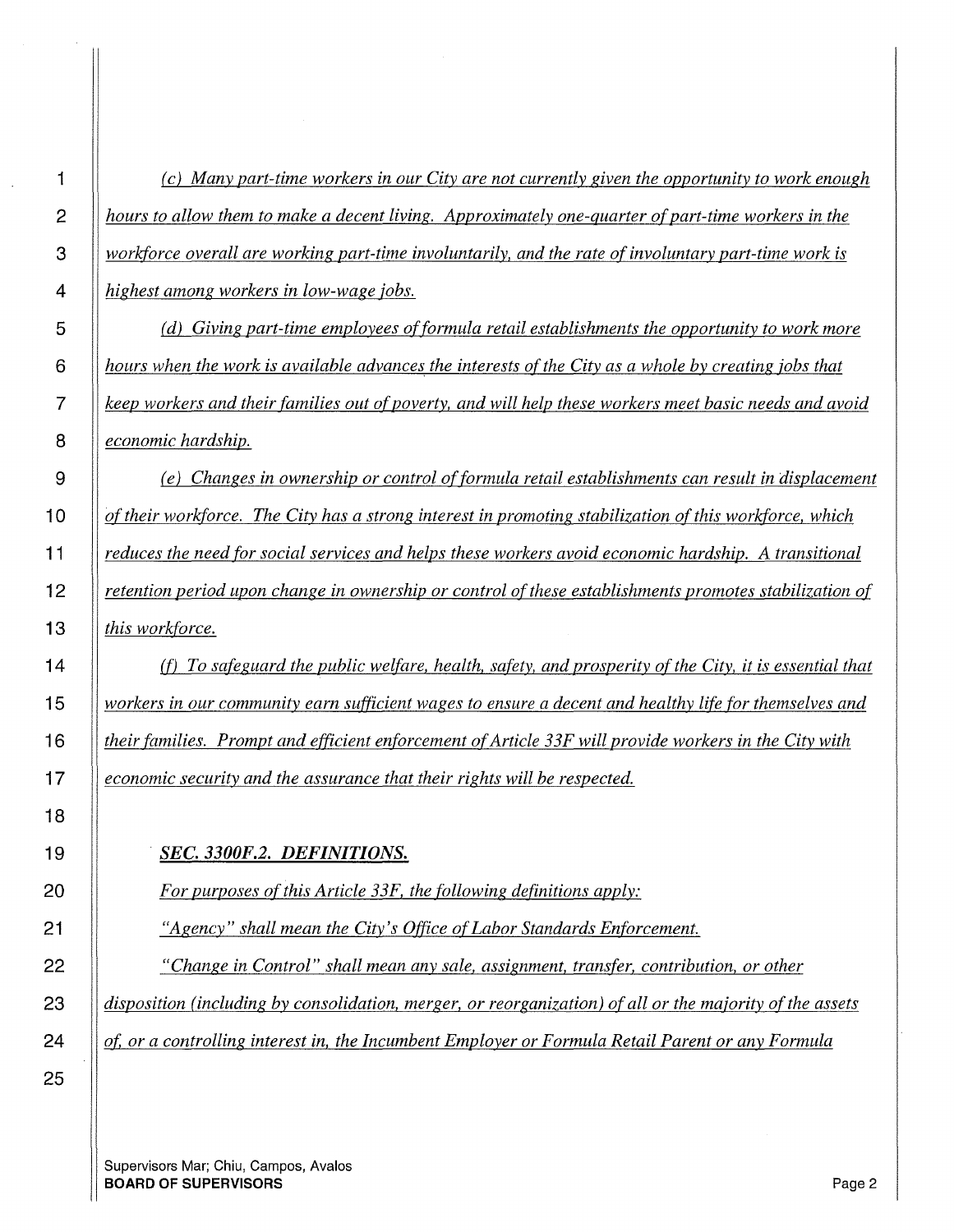*(c) Many part-time workers in our City are not currently given the opportunity to work enough hours to allow them to make a decent living. Approximately one-quarter of part-time workers in the workforce overall are working part-time involuntarily, and the rate of involuntary part-time work is highest among workers in low-wage jobs.*

*(d) Giving part-time employees of formula retail establishments the opportunity to work more hours when the work is available advances the interests of the City as a whole by creating jobs that keep workers and their families out of poverty, and will help these workers meet basic needs and avoid economic hardship.*

*(e) Changes in ownership or control of formula retail establishments can result in displacement of their workforce. The City has a strong interest in promoting stabilization of this workforce, which reduces the need for social services and helps these workers avoid economic hardship. A transitional retention period upon change in ownership or control of these establishments promotes stabilization of this workforce.*

*(f) To safeguard the public welfare, health, safety, and prosperity of the City, it is essential that workers in our community earn sufficient wages to ensure a decent and healthy life for themselves and their families. Prompt and efficient enforcement of Article 33F will provide workers in the City with economic security and the assurance that their rights will be respected.*

***SEC. 3300F.2. DEFINITIONS.***

*For purposes of this Article 33F, the following definitions apply:*

*"Agency" shall mean the City's Office of Labor Standards Enforcement.*

*"Change in Control" shall mean any sale, assignment, transfer, contribution, or other disposition (including by consolidation, merger, or reorganization) of all or the majority of the assets of, or a controlling interest in, the Incumbent Employer or Formula Retail Parent or any Formula*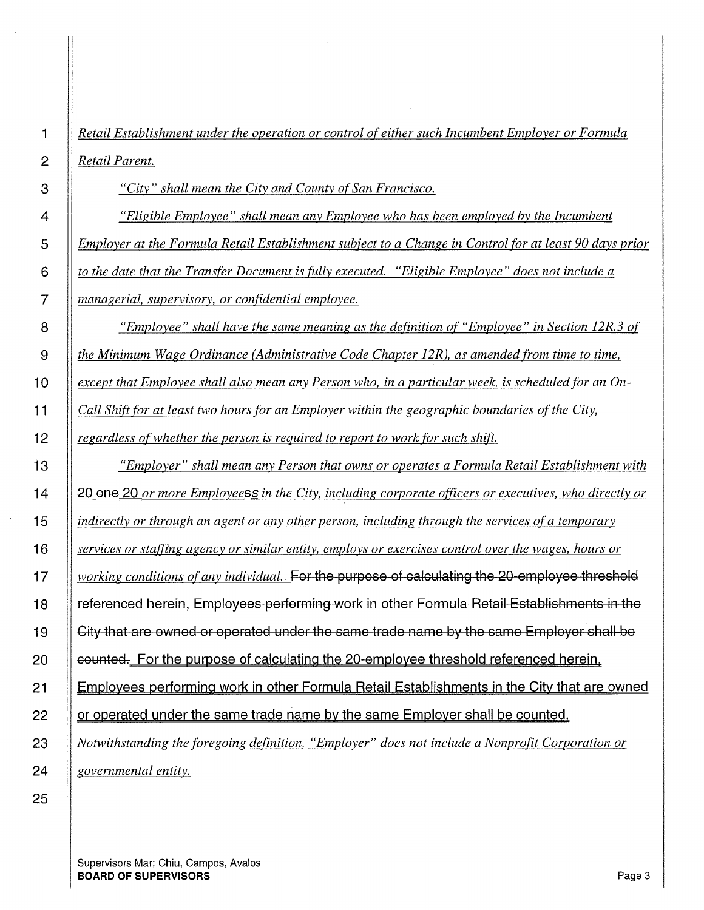*Retail Establishment under the operation or control of either such Incumbent Employer or Formula Retail Parent.*

*"City" shall mean the City and County of San Francisco.*

*"Eligible Employee" shall mean any Employee who has been employed by the Incumbent Employer at the Formula Retail Establishment subject to a Change in Control for at least 90 days prior to the date that the Transfer Document is fully executed. "Eligible Employee" does not include a managerial, supervisory, or confidential employee.*

*"Employee" shall have the same meaning as the definition of "Employee" in Section 12R.3 of the Minimum Wage Ordinance (Administrative Code Chapter 12R), as amended from time to time, except that Employee shall also mean any Person who, in a particular week, is scheduled for an On-Call Shift for at least two hours for an Employer within the geographic boundaries of the City, regardless of whether the person is required to report to work for such shift.*

*"Employer" shall mean any Person that owns or operates a Formula Retail Establishment with* ~~20~~ ~~one~~ 20 *or more Employees*~~s~~s *in the City, including corporate officers or executives, who directly or indirectly or through an agent or any other person, including through the services of a temporary services or staffing agency or similar entity, employs or exercises control over the wages, hours or working conditions of any individual.* ~~For the purpose of calculating the 20-employee threshold referenced herein, Employees performing work in other Formula Retail Establishments in the City that are owned or operated under the same trade name by the same Employer shall be counted.~~ For the purpose of calculating the 20-employee threshold referenced herein, Employees performing work in other Formula Retail Establishments in the City that are owned or operated under the same trade name by the same Employer shall be counted. *Notwithstanding the foregoing definition, "Employer" does not include a Nonprofit Corporation or governmental entity.*

Supervisors Mar; Chiu, Campos, Avalos
**BOARD OF SUPERVISORS**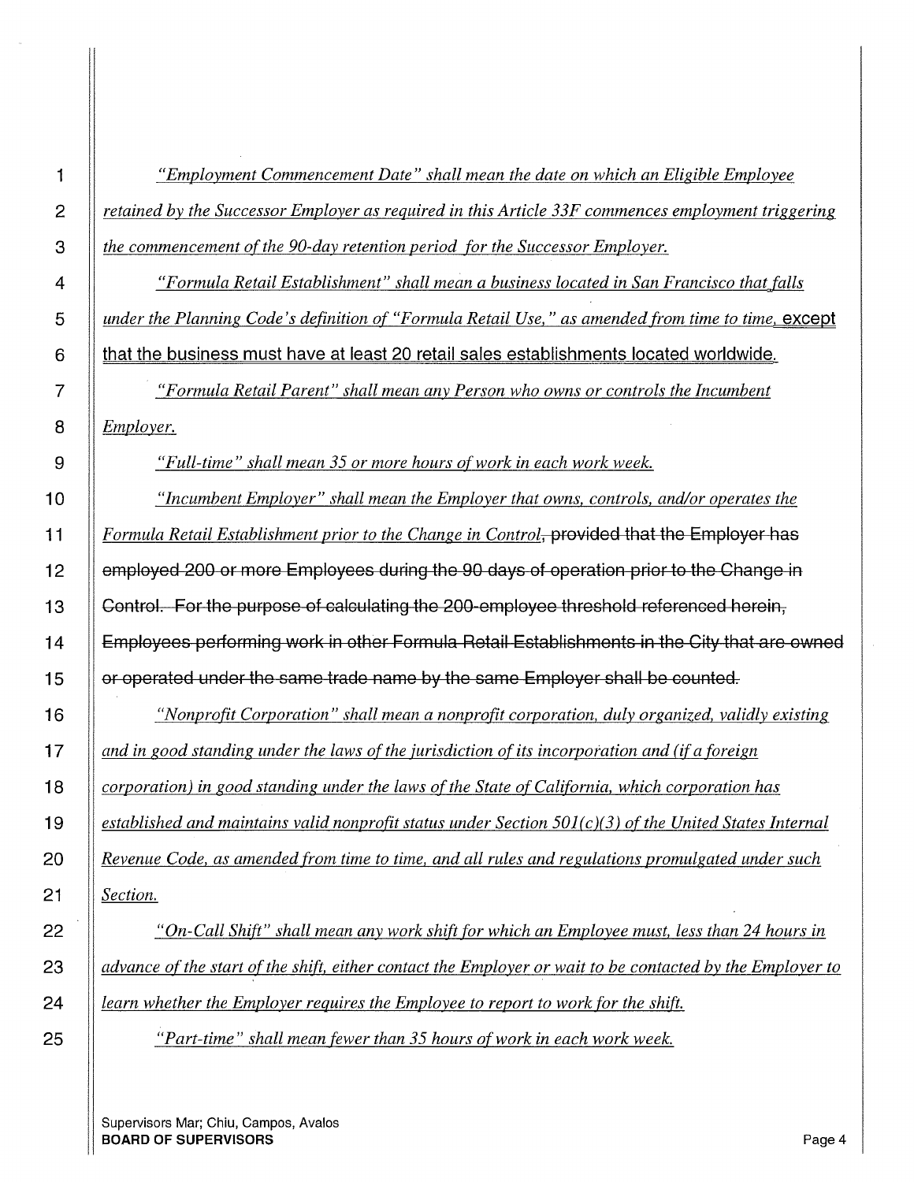*"Employment Commencement Date" shall mean the date on which an Eligible Employee retained by the Successor Employer as required in this Article 33F commences employment triggering the commencement of the 90-day retention period for the Successor Employer.*

*"Formula Retail Establishment" shall mean a business located in San Francisco that falls under the Planning Code's definition of "Formula Retail Use," as amended from time to time,* except that the business must have at least 20 retail sales establishments located worldwide.

*"Formula Retail Parent" shall mean any Person who owns or controls the Incumbent Employer.*

*"Full-time" shall mean 35 or more hours of work in each work week.*

*"Incumbent Employer" shall mean the Employer that owns, controls, and/or operates the Formula Retail Establishment prior to the Change in Control*~~, provided that the Employer has employed 200 or more Employees during the 90 days of operation prior to the Change in Control. For the purpose of calculating the 200-employee threshold referenced herein, Employees performing work in other Formula Retail Establishments in the City that are owned or operated under the same trade name by the same Employer shall be counted.~~

*"Nonprofit Corporation" shall mean a nonprofit corporation, duly organized, validly existing and in good standing under the laws of the jurisdiction of its incorporation and (if a foreign corporation) in good standing under the laws of the State of California, which corporation has established and maintains valid nonprofit status under Section 501(c)(3) of the United States Internal Revenue Code, as amended from time to time, and all rules and regulations promulgated under such Section.*

*"On-Call Shift" shall mean any work shift for which an Employee must, less than 24 hours in advance of the start of the shift, either contact the Employer or wait to be contacted by the Employer to learn whether the Employer requires the Employee to report to work for the shift.*

*"Part-time" shall mean fewer than 35 hours of work in each work week.*

Supervisors Mar; Chiu, Campos, Avalos
**BOARD OF SUPERVISORS**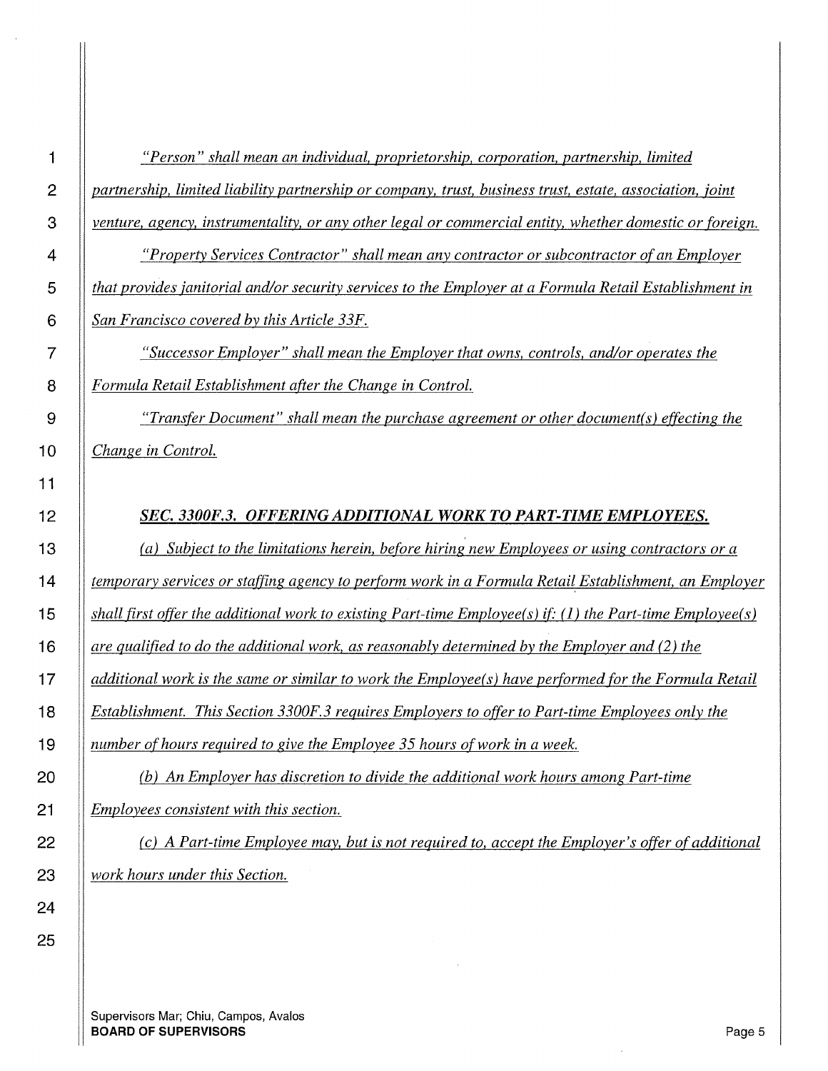*"Person" shall mean an individual, proprietorship, corporation, partnership, limited partnership, limited liability partnership or company, trust, business trust, estate, association, joint venture, agency, instrumentality, or any other legal or commercial entity, whether domestic or foreign.*

*"Property Services Contractor" shall mean any contractor or subcontractor of an Employer that provides janitorial and/or security services to the Employer at a Formula Retail Establishment in San Francisco covered by this Article 33F.*

*"Successor Employer" shall mean the Employer that owns, controls, and/or operates the Formula Retail Establishment after the Change in Control.*

*"Transfer Document" shall mean the purchase agreement or other document(s) effecting the Change in Control.*

### *SEC. 3300F.3. OFFERING ADDITIONAL WORK TO PART-TIME EMPLOYEES.*

*(a) Subject to the limitations herein, before hiring new Employees or using contractors or a temporary services or staffing agency to perform work in a Formula Retail Establishment, an Employer shall first offer the additional work to existing Part-time Employee(s) if: (1) the Part-time Employee(s) are qualified to do the additional work, as reasonably determined by the Employer and (2) the additional work is the same or similar to work the Employee(s) have performed for the Formula Retail Establishment. This Section 3300F.3 requires Employers to offer to Part-time Employees only the number of hours required to give the Employee 35 hours of work in a week.*

*(b) An Employer has discretion to divide the additional work hours among Part-time Employees consistent with this section.*

*(c) A Part-time Employee may, but is not required to, accept the Employer's offer of additional work hours under this Section.*

Supervisors Mar; Chiu, Campos, Avalos
**BOARD OF SUPERVISORS**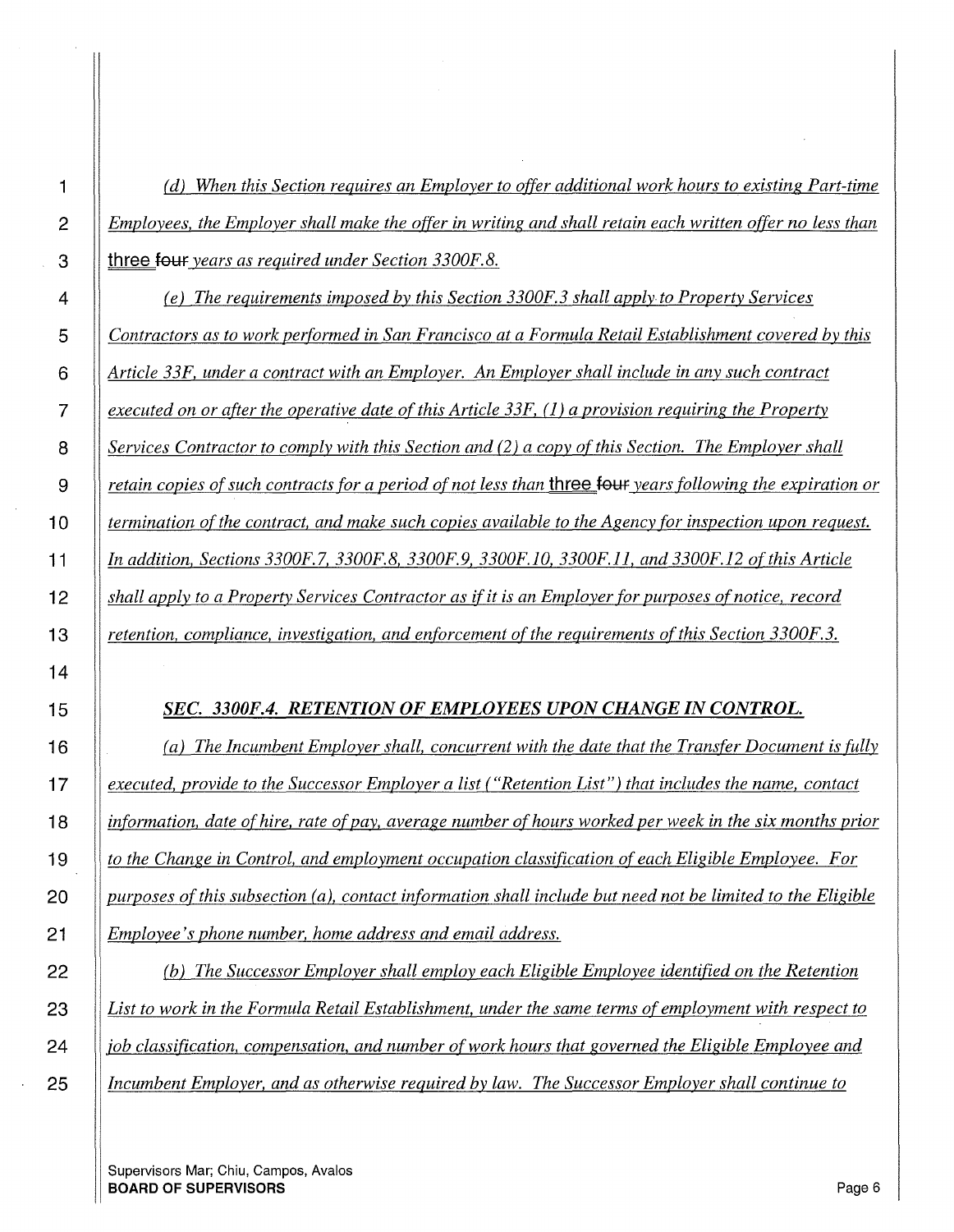*(d) When this Section requires an Employer to offer additional work hours to existing Part-time Employees, the Employer shall make the offer in writing and shall retain each written offer no less than* three ~~four~~ *years as required under Section 3300F.8.*

*(e) The requirements imposed by this Section 3300F.3 shall apply to Property Services Contractors as to work performed in San Francisco at a Formula Retail Establishment covered by this Article 33F, under a contract with an Employer. An Employer shall include in any such contract executed on or after the operative date of this Article 33F, (1) a provision requiring the Property Services Contractor to comply with this Section and (2) a copy of this Section. The Employer shall retain copies of such contracts for a period of not less than* three ~~four~~ *years following the expiration or termination of the contract, and make such copies available to the Agency for inspection upon request. In addition, Sections 3300F.7, 3300F.8, 3300F.9, 3300F.10, 3300F.11, and 3300F.12 of this Article shall apply to a Property Services Contractor as if it is an Employer for purposes of notice, record retention, compliance, investigation, and enforcement of the requirements of this Section 3300F.3.*

## *SEC. 3300F.4. RETENTION OF EMPLOYEES UPON CHANGE IN CONTROL.*

*(a) The Incumbent Employer shall, concurrent with the date that the Transfer Document is fully executed, provide to the Successor Employer a list ("Retention List") that includes the name, contact information, date of hire, rate of pay, average number of hours worked per week in the six months prior to the Change in Control, and employment occupation classification of each Eligible Employee. For purposes of this subsection (a), contact information shall include but need not be limited to the Eligible Employee's phone number, home address and email address.*

*(b) The Successor Employer shall employ each Eligible Employee identified on the Retention List to work in the Formula Retail Establishment, under the same terms of employment with respect to job classification, compensation, and number of work hours that governed the Eligible Employee and Incumbent Employer, and as otherwise required by law. The Successor Employer shall continue to*

Supervisors Mar; Chiu, Campos, Avalos
**BOARD OF SUPERVISORS**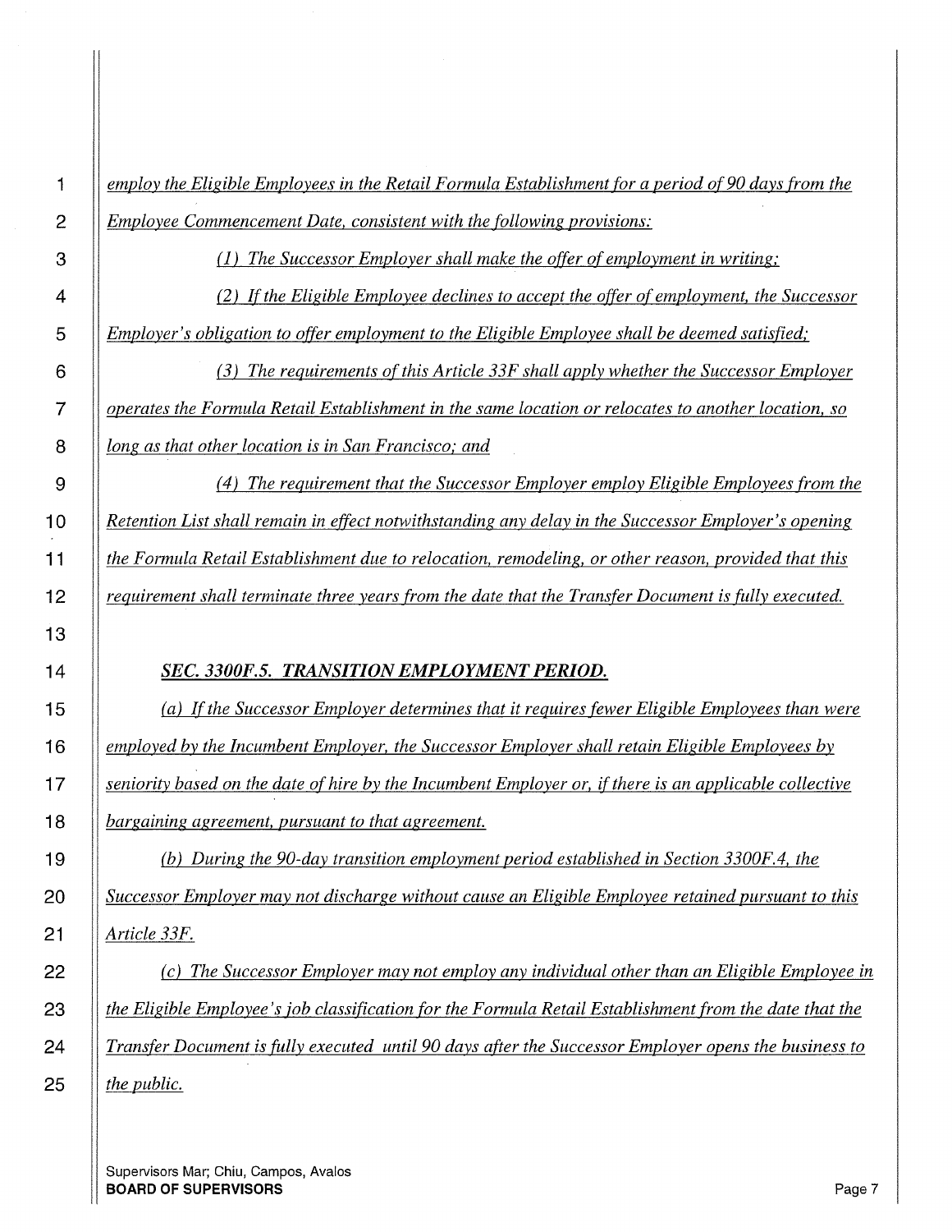*employ the Eligible Employees in the Retail Formula Establishment for a period of 90 days from the Employee Commencement Date, consistent with the following provisions:*

*(1) The Successor Employer shall make the offer of employment in writing;*

*(2) If the Eligible Employee declines to accept the offer of employment, the Successor Employer's obligation to offer employment to the Eligible Employee shall be deemed satisfied;*

*(3) The requirements of this Article 33F shall apply whether the Successor Employer operates the Formula Retail Establishment in the same location or relocates to another location, so long as that other location is in San Francisco; and*

*(4) The requirement that the Successor Employer employ Eligible Employees from the Retention List shall remain in effect notwithstanding any delay in the Successor Employer's opening the Formula Retail Establishment due to relocation, remodeling, or other reason, provided that this requirement shall terminate three years from the date that the Transfer Document is fully executed.*

***SEC. 3300F.5. TRANSITION EMPLOYMENT PERIOD.***

*(a) If the Successor Employer determines that it requires fewer Eligible Employees than were employed by the Incumbent Employer, the Successor Employer shall retain Eligible Employees by seniority based on the date of hire by the Incumbent Employer or, if there is an applicable collective bargaining agreement, pursuant to that agreement.*

*(b) During the 90-day transition employment period established in Section 3300F.4, the Successor Employer may not discharge without cause an Eligible Employee retained pursuant to this Article 33F.*

*(c) The Successor Employer may not employ any individual other than an Eligible Employee in the Eligible Employee's job classification for the Formula Retail Establishment from the date that the Transfer Document is fully executed until 90 days after the Successor Employer opens the business to the public.*

Supervisors Mar; Chiu, Campos, Avalos
**BOARD OF SUPERVISORS**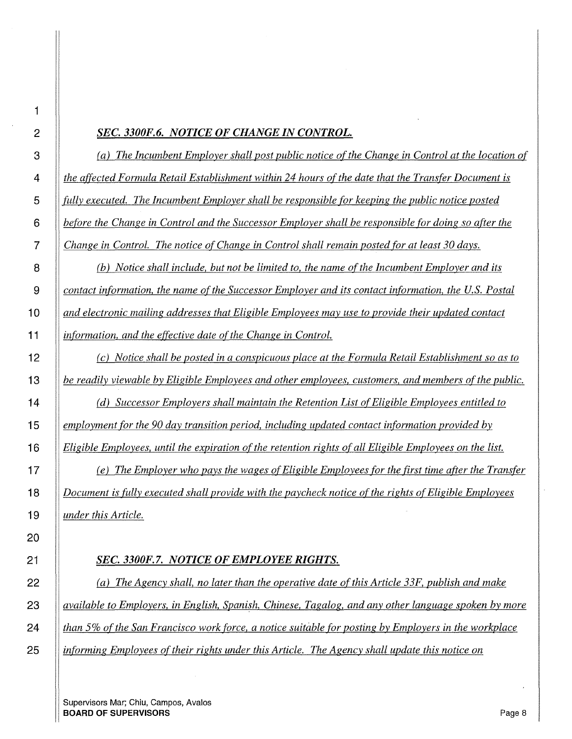## *SEC. 3300F.6. NOTICE OF CHANGE IN CONTROL.*

*(a) The Incumbent Employer shall post public notice of the Change in Control at the location of the affected Formula Retail Establishment within 24 hours of the date that the Transfer Document is fully executed. The Incumbent Employer shall be responsible for keeping the public notice posted before the Change in Control and the Successor Employer shall be responsible for doing so after the Change in Control. The notice of Change in Control shall remain posted for at least 30 days.*

*(b) Notice shall include, but not be limited to, the name of the Incumbent Employer and its contact information, the name of the Successor Employer and its contact information, the U.S. Postal and electronic mailing addresses that Eligible Employees may use to provide their updated contact information, and the effective date of the Change in Control.*

*(c) Notice shall be posted in a conspicuous place at the Formula Retail Establishment so as to be readily viewable by Eligible Employees and other employees, customers, and members of the public.*

*(d) Successor Employers shall maintain the Retention List of Eligible Employees entitled to employment for the 90 day transition period, including updated contact information provided by Eligible Employees, until the expiration of the retention rights of all Eligible Employees on the list.*

*(e) The Employer who pays the wages of Eligible Employees for the first time after the Transfer Document is fully executed shall provide with the paycheck notice of the rights of Eligible Employees under this Article.*

## *SEC. 3300F.7. NOTICE OF EMPLOYEE RIGHTS.*

*(a) The Agency shall, no later than the operative date of this Article 33F, publish and make available to Employers, in English, Spanish, Chinese, Tagalog, and any other language spoken by more than 5% of the San Francisco work force, a notice suitable for posting by Employers in the workplace informing Employees of their rights under this Article. The Agency shall update this notice on*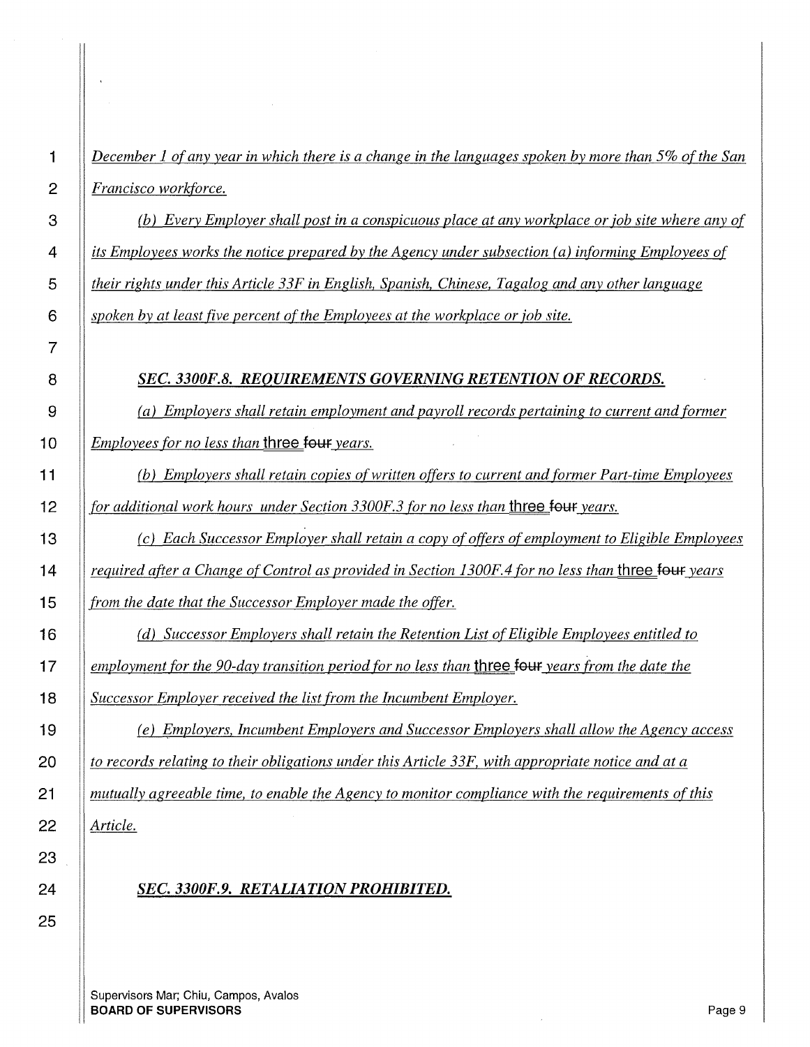*December 1 of any year in which there is a change in the languages spoken by more than 5% of the San Francisco workforce.*

*(b) Every Employer shall post in a conspicuous place at any workplace or job site where any of its Employees works the notice prepared by the Agency under subsection (a) informing Employees of their rights under this Article 33F in English, Spanish, Chinese, Tagalog and any other language spoken by at least five percent of the Employees at the workplace or job site.*

### *SEC. 3300F.8. REQUIREMENTS GOVERNING RETENTION OF RECORDS.*

*(a) Employers shall retain employment and payroll records pertaining to current and former Employees for no less than* three ~~four~~ *years.*

*(b) Employers shall retain copies of written offers to current and former Part-time Employees for additional work hours under Section 3300F.3 for no less than* three ~~four~~ *years.*

*(c) Each Successor Employer shall retain a copy of offers of employment to Eligible Employees required after a Change of Control as provided in Section 1300F.4 for no less than* three ~~four~~ *years from the date that the Successor Employer made the offer.*

*(d) Successor Employers shall retain the Retention List of Eligible Employees entitled to employment for the 90-day transition period for no less than* three ~~four~~ *years from the date the Successor Employer received the list from the Incumbent Employer.*

*(e) Employers, Incumbent Employers and Successor Employers shall allow the Agency access to records relating to their obligations under this Article 33F, with appropriate notice and at a mutually agreeable time, to enable the Agency to monitor compliance with the requirements of this Article.*

### *SEC. 3300F.9. RETALIATION PROHIBITED.*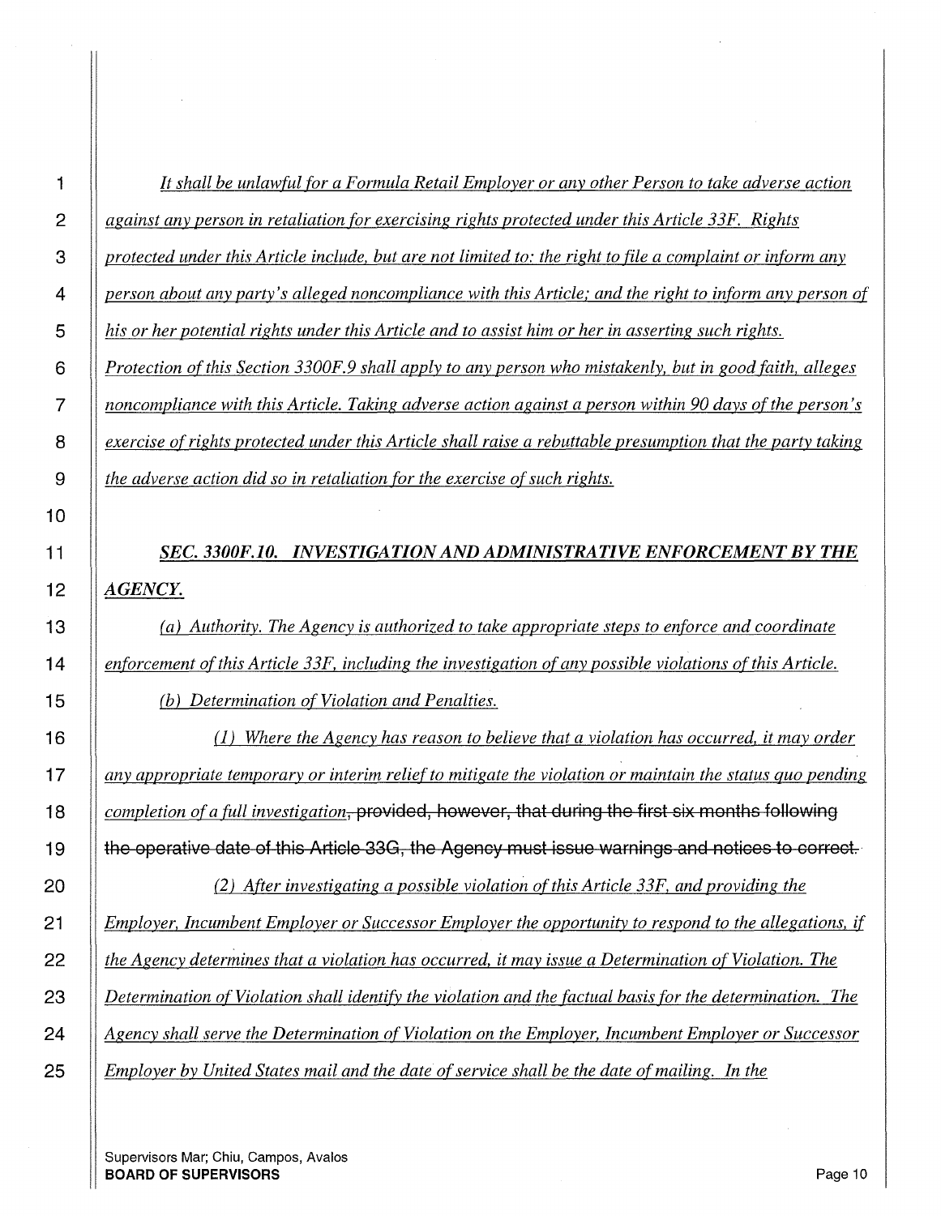*It shall be unlawful for a Formula Retail Employer or any other Person to take adverse action against any person in retaliation for exercising rights protected under this Article 33F. Rights protected under this Article include, but are not limited to: the right to file a complaint or inform any person about any party's alleged noncompliance with this Article; and the right to inform any person of his or her potential rights under this Article and to assist him or her in asserting such rights. Protection of this Section 3300F.9 shall apply to any person who mistakenly, but in good faith, alleges noncompliance with this Article. Taking adverse action against a person within 90 days of the person's exercise of rights protected under this Article shall raise a rebuttable presumption that the party taking the adverse action did so in retaliation for the exercise of such rights.*

### *SEC. 3300F.10. INVESTIGATION AND ADMINISTRATIVE ENFORCEMENT BY THE AGENCY.*

*(a) Authority. The Agency is authorized to take appropriate steps to enforce and coordinate enforcement of this Article 33F, including the investigation of any possible violations of this Article.*

*(b) Determination of Violation and Penalties.*

*(1) Where the Agency has reason to believe that a violation has occurred, it may order any appropriate temporary or interim relief to mitigate the violation or maintain the status quo pending completion of a full investigation*~~, provided, however, that during the first six months following the operative date of this Article 33G, the Agency must issue warnings and notices to correct.~~

*(2) After investigating a possible violation of this Article 33F, and providing the Employer, Incumbent Employer or Successor Employer the opportunity to respond to the allegations, if the Agency determines that a violation has occurred, it may issue a Determination of Violation. The Determination of Violation shall identify the violation and the factual basis for the determination. The Agency shall serve the Determination of Violation on the Employer, Incumbent Employer or Successor Employer by United States mail and the date of service shall be the date of mailing. In the*

Supervisors Mar; Chiu, Campos, Avalos
**BOARD OF SUPERVISORS**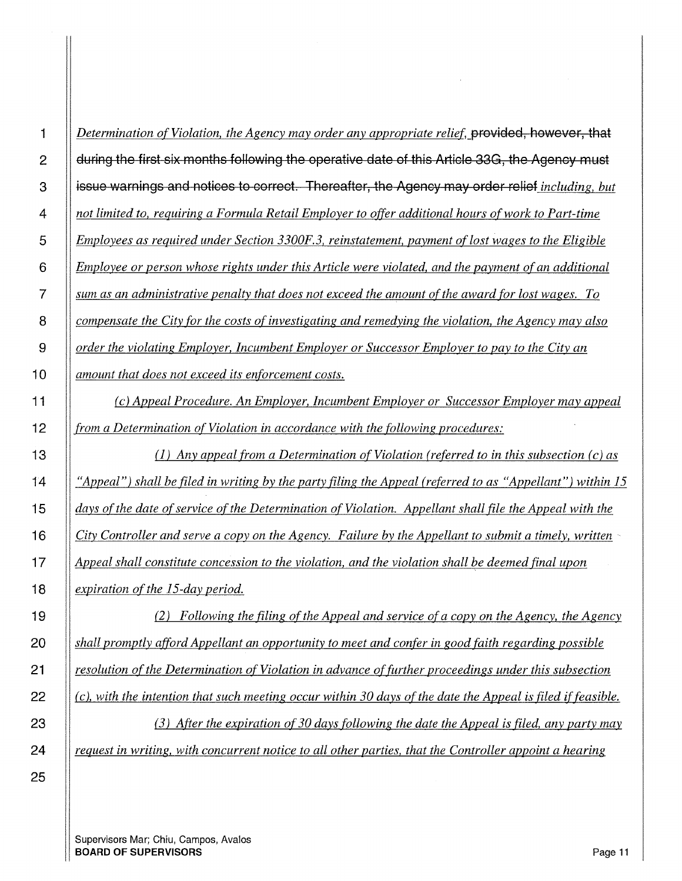*Determination of Violation, the Agency may order any appropriate relief,* ~~provided, however, that during the first six months following the operative date of this Article 33G, the Agency must issue warnings and notices to correct. Thereafter, the Agency may order relief~~ *including, but not limited to, requiring a Formula Retail Employer to offer additional hours of work to Part-time Employees as required under Section 3300F.3, reinstatement, payment of lost wages to the Eligible Employee or person whose rights under this Article were violated, and the payment of an additional sum as an administrative penalty that does not exceed the amount of the award for lost wages. To compensate the City for the costs of investigating and remedying the violation, the Agency may also order the violating Employer, Incumbent Employer or Successor Employer to pay to the City an amount that does not exceed its enforcement costs.*

*(c) Appeal Procedure. An Employer, Incumbent Employer or Successor Employer may appeal from a Determination of Violation in accordance with the following procedures:*

*(1) Any appeal from a Determination of Violation (referred to in this subsection (c) as "Appeal") shall be filed in writing by the party filing the Appeal (referred to as "Appellant") within 15 days of the date of service of the Determination of Violation. Appellant shall file the Appeal with the City Controller and serve a copy on the Agency. Failure by the Appellant to submit a timely, written Appeal shall constitute concession to the violation, and the violation shall be deemed final upon expiration of the 15-day period.*

*(2) Following the filing of the Appeal and service of a copy on the Agency, the Agency shall promptly afford Appellant an opportunity to meet and confer in good faith regarding possible resolution of the Determination of Violation in advance of further proceedings under this subsection (c), with the intention that such meeting occur within 30 days of the date the Appeal is filed if feasible.*

*(3) After the expiration of 30 days following the date the Appeal is filed, any party may request in writing, with concurrent notice to all other parties, that the Controller appoint a hearing*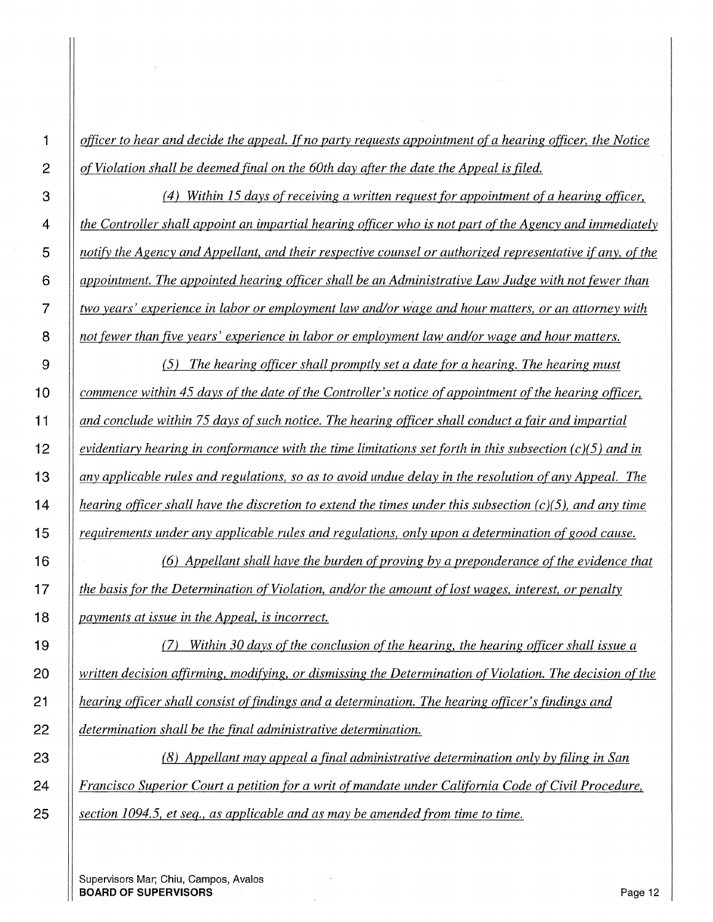*officer to hear and decide the appeal. If no party requests appointment of a hearing officer, the Notice of Violation shall be deemed final on the 60th day after the date the Appeal is filed.*

*(4) Within 15 days of receiving a written request for appointment of a hearing officer, the Controller shall appoint an impartial hearing officer who is not part of the Agency and immediately notify the Agency and Appellant, and their respective counsel or authorized representative if any, of the appointment. The appointed hearing officer shall be an Administrative Law Judge with not fewer than two years' experience in labor or employment law and/or wage and hour matters, or an attorney with not fewer than five years' experience in labor or employment law and/or wage and hour matters.*

*(5) The hearing officer shall promptly set a date for a hearing. The hearing must commence within 45 days of the date of the Controller's notice of appointment of the hearing officer, and conclude within 75 days of such notice. The hearing officer shall conduct a fair and impartial evidentiary hearing in conformance with the time limitations set forth in this subsection (c)(5) and in any applicable rules and regulations, so as to avoid undue delay in the resolution of any Appeal. The hearing officer shall have the discretion to extend the times under this subsection (c)(5), and any time requirements under any applicable rules and regulations, only upon a determination of good cause.*

*(6) Appellant shall have the burden of proving by a preponderance of the evidence that the basis for the Determination of Violation, and/or the amount of lost wages, interest, or penalty payments at issue in the Appeal, is incorrect.*

*(7) Within 30 days of the conclusion of the hearing, the hearing officer shall issue a written decision affirming, modifying, or dismissing the Determination of Violation. The decision of the hearing officer shall consist of findings and a determination. The hearing officer's findings and determination shall be the final administrative determination.*

*(8) Appellant may appeal a final administrative determination only by filing in San Francisco Superior Court a petition for a writ of mandate under California Code of Civil Procedure, section 1094.5, et seq., as applicable and as may be amended from time to time.*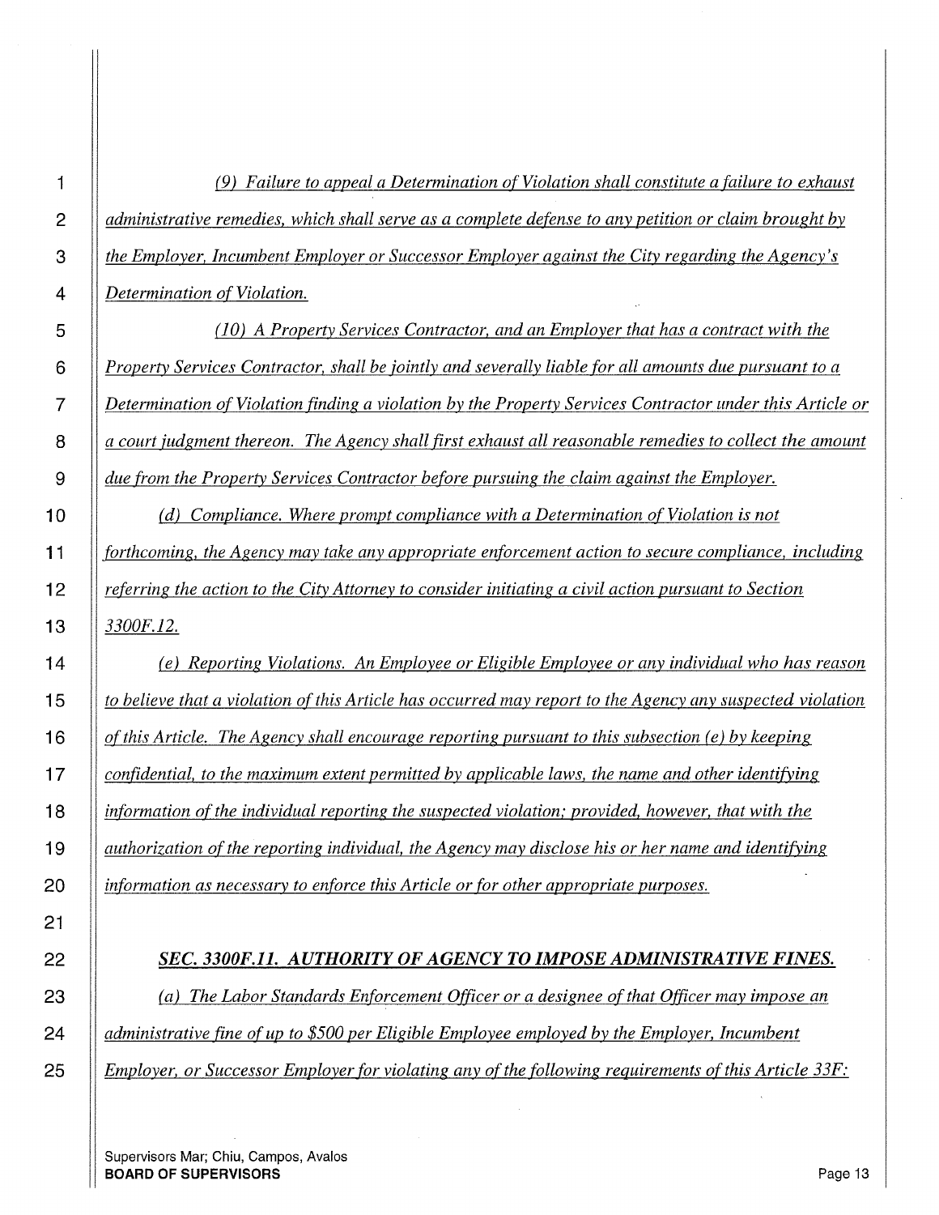*(9) Failure to appeal a Determination of Violation shall constitute a failure to exhaust administrative remedies, which shall serve as a complete defense to any petition or claim brought by the Employer, Incumbent Employer or Successor Employer against the City regarding the Agency's Determination of Violation.*

*(10) A Property Services Contractor, and an Employer that has a contract with the Property Services Contractor, shall be jointly and severally liable for all amounts due pursuant to a Determination of Violation finding a violation by the Property Services Contractor under this Article or a court judgment thereon. The Agency shall first exhaust all reasonable remedies to collect the amount due from the Property Services Contractor before pursuing the claim against the Employer.*

*(d) Compliance. Where prompt compliance with a Determination of Violation is not forthcoming, the Agency may take any appropriate enforcement action to secure compliance, including referring the action to the City Attorney to consider initiating a civil action pursuant to Section 3300F.12.*

*(e) Reporting Violations. An Employee or Eligible Employee or any individual who has reason to believe that a violation of this Article has occurred may report to the Agency any suspected violation of this Article. The Agency shall encourage reporting pursuant to this subsection (e) by keeping confidential, to the maximum extent permitted by applicable laws, the name and other identifying information of the individual reporting the suspected violation; provided, however, that with the authorization of the reporting individual, the Agency may disclose his or her name and identifying information as necessary to enforce this Article or for other appropriate purposes.*

## ***SEC. 3300F.11. AUTHORITY OF AGENCY TO IMPOSE ADMINISTRATIVE FINES.***

*(a) The Labor Standards Enforcement Officer or a designee of that Officer may impose an administrative fine of up to $500 per Eligible Employee employed by the Employer, Incumbent Employer, or Successor Employer for violating any of the following requirements of this Article 33F:*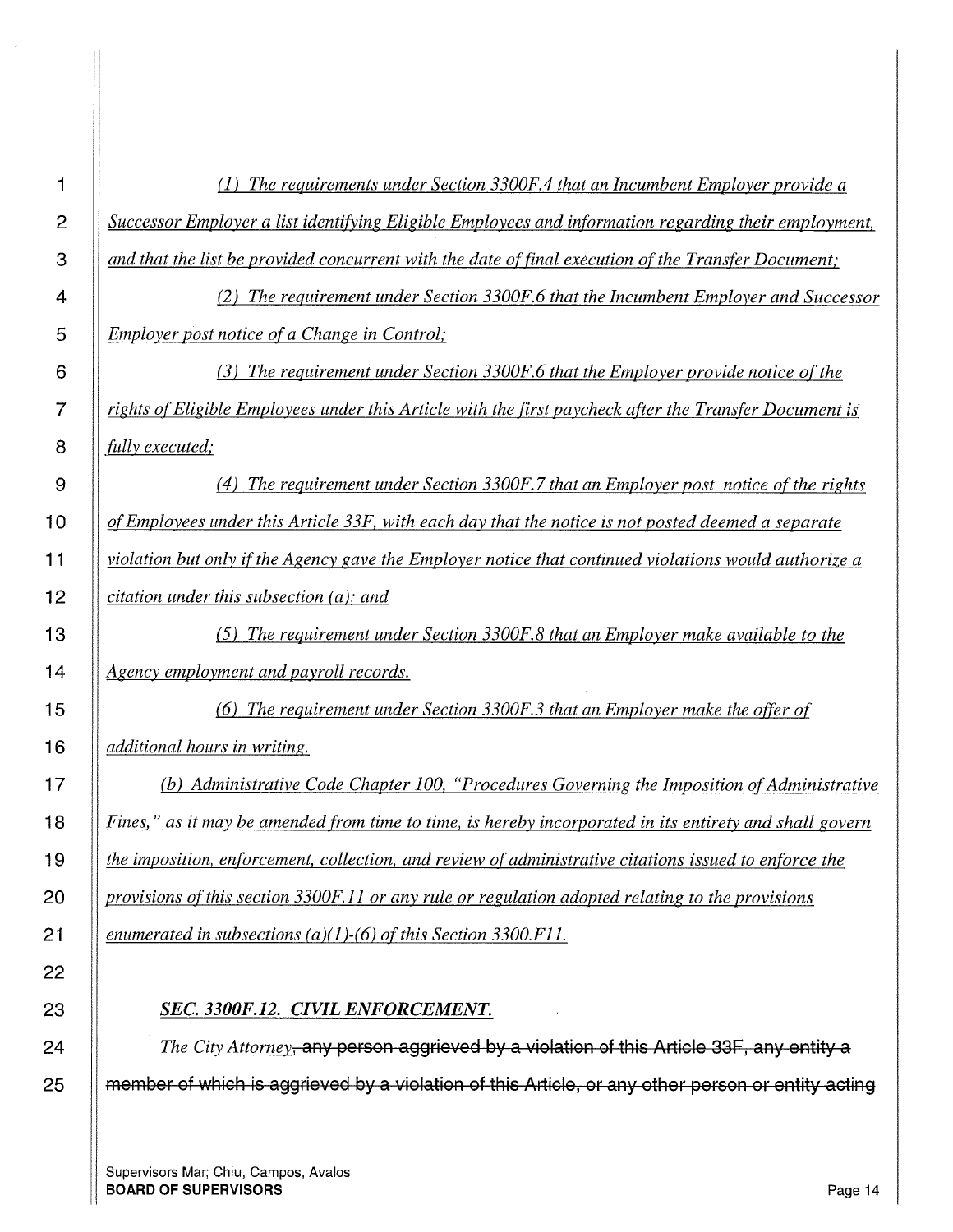*(1) The requirements under Section 3300F.4 that an Incumbent Employer provide a Successor Employer a list identifying Eligible Employees and information regarding their employment, and that the list be provided concurrent with the date of final execution of the Transfer Document;*

*(2) The requirement under Section 3300F.6 that the Incumbent Employer and Successor Employer post notice of a Change in Control;*

*(3) The requirement under Section 3300F.6 that the Employer provide notice of the rights of Eligible Employees under this Article with the first paycheck after the Transfer Document is fully executed;*

*(4) The requirement under Section 3300F.7 that an Employer post notice of the rights of Employees under this Article 33F, with each day that the notice is not posted deemed a separate violation but only if the Agency gave the Employer notice that continued violations would authorize a citation under this subsection (a); and*

*(5) The requirement under Section 3300F.8 that an Employer make available to the Agency employment and payroll records.*

*(6) The requirement under Section 3300F.3 that an Employer make the offer of additional hours in writing.*

*(b) Administrative Code Chapter 100, "Procedures Governing the Imposition of Administrative Fines," as it may be amended from time to time, is hereby incorporated in its entirety and shall govern the imposition, enforcement, collection, and review of administrative citations issued to enforce the provisions of this section 3300F.11 or any rule or regulation adopted relating to the provisions enumerated in subsections (a)(1)-(6) of this Section 3300.F11.*

***SEC. 3300F.12. CIVIL ENFORCEMENT.***

*The City Attorney*~~, any person aggrieved by a violation of this Article 33F, any entity a member of which is aggrieved by a violation of this Article, or any other person or entity acting~~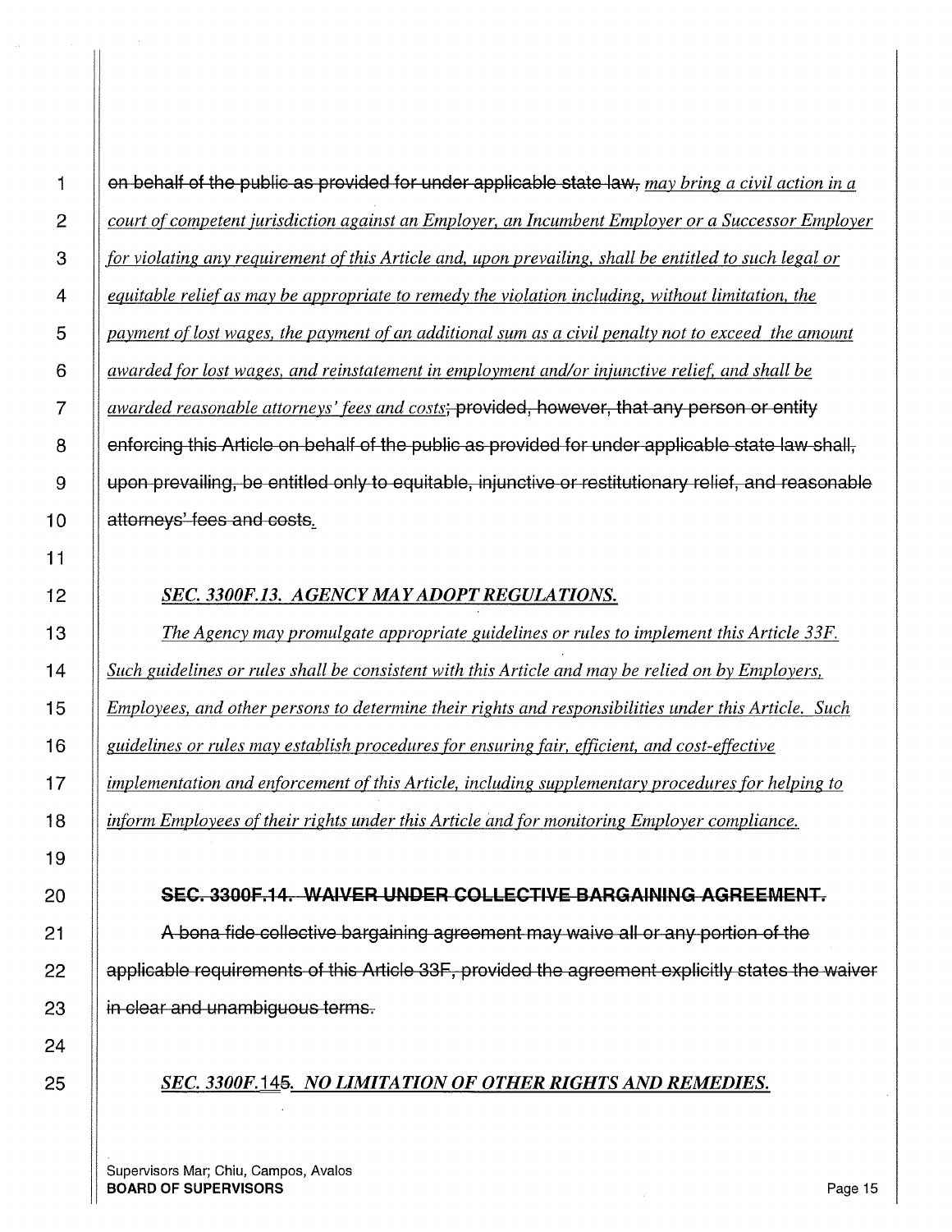~~on behalf of the public as provided for under applicable state law,~~ *may bring a civil action in a court of competent jurisdiction against an Employer, an Incumbent Employer or a Successor Employer for violating any requirement of this Article and, upon prevailing, shall be entitled to such legal or equitable relief as may be appropriate to remedy the violation including, without limitation, the payment of lost wages, the payment of an additional sum as a civil penalty not to exceed the amount awarded for lost wages, and reinstatement in employment and/or injunctive relief, and shall be awarded reasonable attorneys' fees and costs*~~; provided, however, that any person or entity enforcing this Article on behalf of the public as provided for under applicable state law shall, upon prevailing, be entitled only to equitable, injunctive or restitutionary relief, and reasonable attorneys' fees and costs~~.

***SEC. 3300F.13. AGENCY MAY ADOPT REGULATIONS.***

*The Agency may promulgate appropriate guidelines or rules to implement this Article 33F. Such guidelines or rules shall be consistent with this Article and may be relied on by Employers, Employees, and other persons to determine their rights and responsibilities under this Article. Such guidelines or rules may establish procedures for ensuring fair, efficient, and cost-effective implementation and enforcement of this Article, including supplementary procedures for helping to inform Employees of their rights under this Article and for monitoring Employer compliance.*

~~**SEC. 3300F.14. WAIVER UNDER COLLECTIVE BARGAINING AGREEMENT.**~~

~~A bona fide collective bargaining agreement may waive all or any portion of the applicable requirements of this Article 33F, provided the agreement explicitly states the waiver in clear and unambiguous terms.~~

***SEC. 3300F.14~~5~~. NO LIMITATION OF OTHER RIGHTS AND REMEDIES.***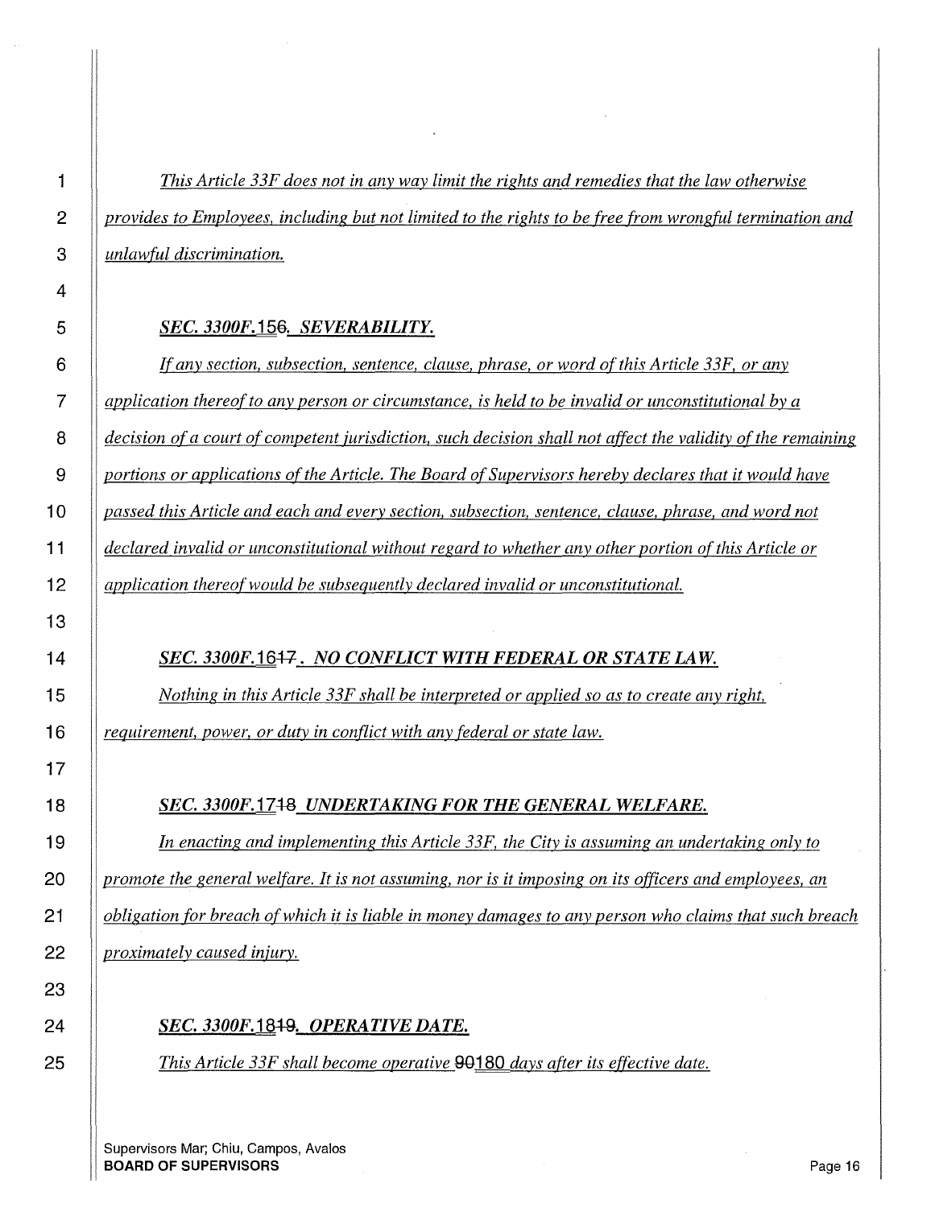*This Article 33F does not in any way limit the rights and remedies that the law otherwise provides to Employees, including but not limited to the rights to be free from wrongful termination and unlawful discrimination.*

***SEC. 3300F.156. SEVERABILITY.***

*If any section, subsection, sentence, clause, phrase, or word of this Article 33F, or any application thereof to any person or circumstance, is held to be invalid or unconstitutional by a decision of a court of competent jurisdiction, such decision shall not affect the validity of the remaining portions or applications of the Article. The Board of Supervisors hereby declares that it would have passed this Article and each and every section, subsection, sentence, clause, phrase, and word not declared invalid or unconstitutional without regard to whether any other portion of this Article or application thereof would be subsequently declared invalid or unconstitutional.*

***SEC. 3300F.1617. NO CONFLICT WITH FEDERAL OR STATE LAW.***

*Nothing in this Article 33F shall be interpreted or applied so as to create any right, requirement, power, or duty in conflict with any federal or state law.*

***SEC. 3300F.1718 UNDERTAKING FOR THE GENERAL WELFARE.***

*In enacting and implementing this Article 33F, the City is assuming an undertaking only to promote the general welfare. It is not assuming, nor is it imposing on its officers and employees, an obligation for breach of which it is liable in money damages to any person who claims that such breach proximately caused injury.*

***SEC. 3300F.1819. OPERATIVE DATE.***

*This Article 33F shall become operative 90180 days after its effective date.*

Supervisors Mar; Chiu, Campos, Avalos
**BOARD OF SUPERVISORS**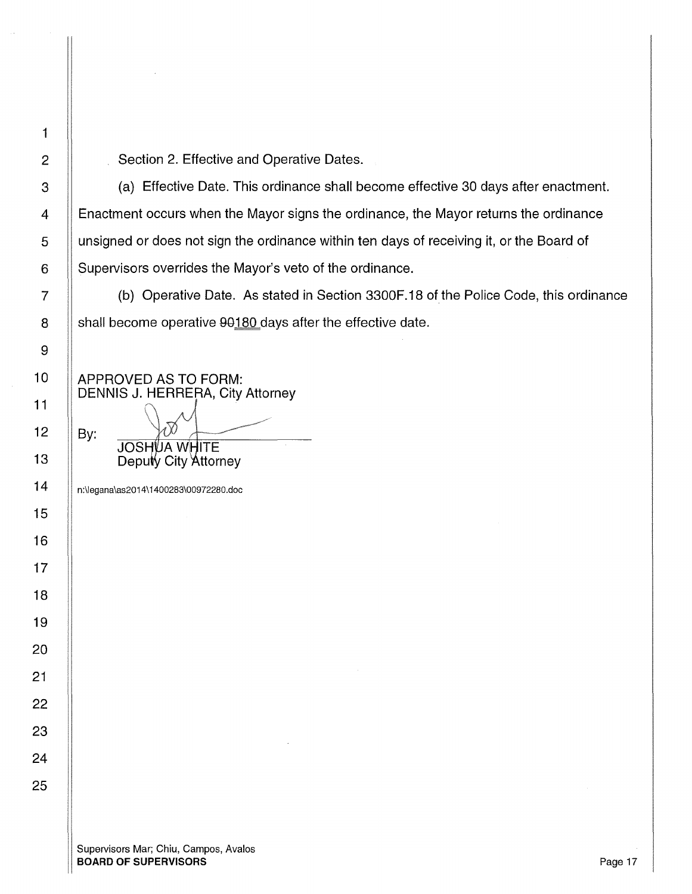Section 2. Effective and Operative Dates.

(a) Effective Date. This ordinance shall become effective 30 days after enactment. Enactment occurs when the Mayor signs the ordinance, the Mayor returns the ordinance unsigned or does not sign the ordinance within ten days of receiving it, or the Board of Supervisors overrides the Mayor's veto of the ordinance.

(b) Operative Date. As stated in Section 3300F.18 of the Police Code, this ordinance shall become operative ~~90~~180 days after the effective date.

APPROVED AS TO FORM:
DENNIS J. HERRERA, City Attorney

By: ______________________
JOSHUA WHITE
Deputy City Attorney

n:\legana\as2014\1400283\00972280.doc

Supervisors Mar; Chiu, Campos, Avalos
**BOARD OF SUPERVISORS**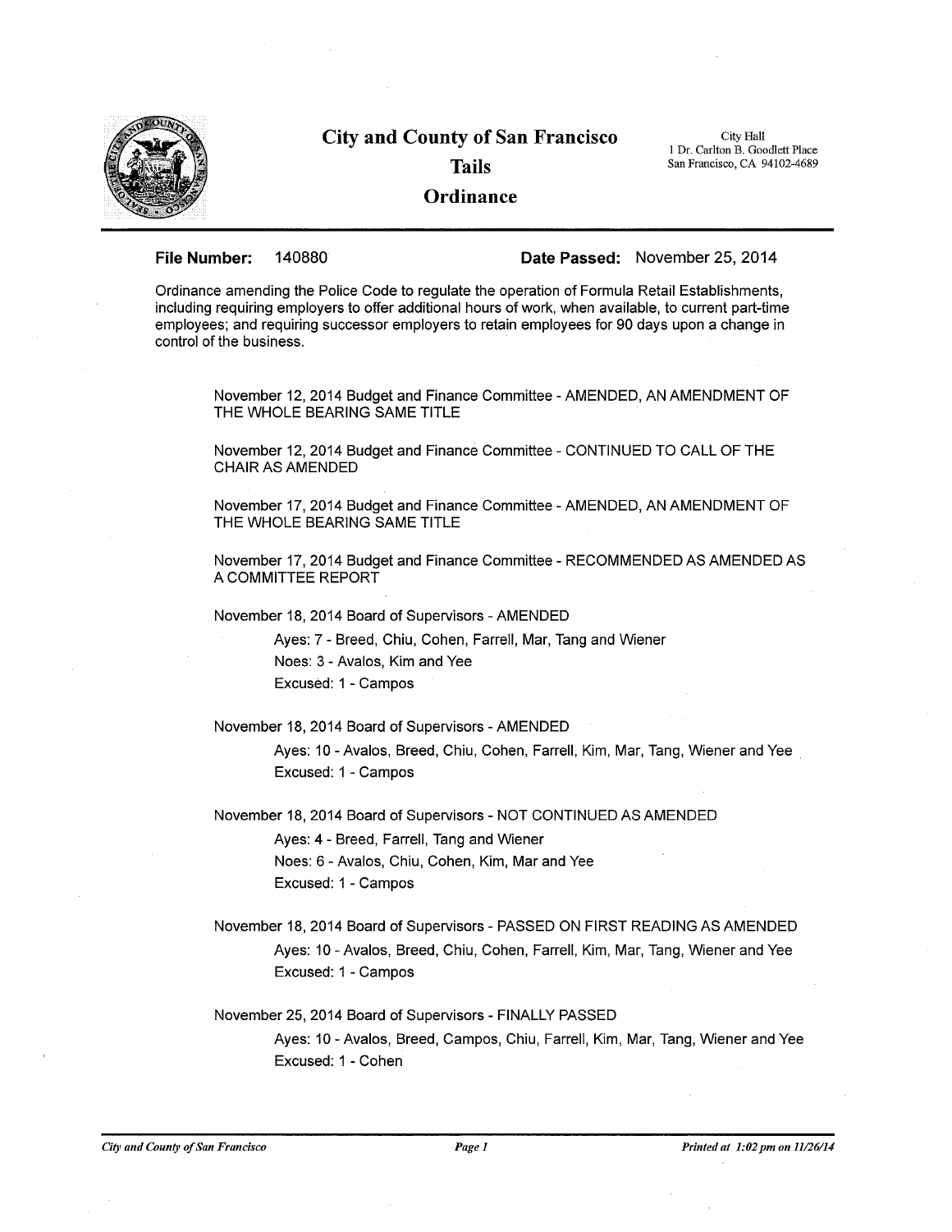# City and County of San Francisco

## Tails

## Ordinance

City Hall
1 Dr. Carlton B. Goodlett Place
San Francisco, CA 94102-4689

**File Number:** 140880 **Date Passed:** November 25, 2014

Ordinance amending the Police Code to regulate the operation of Formula Retail Establishments, including requiring employers to offer additional hours of work, when available, to current part-time employees; and requiring successor employers to retain employees for 90 days upon a change in control of the business.

November 12, 2014 Budget and Finance Committee - AMENDED, AN AMENDMENT OF THE WHOLE BEARING SAME TITLE

November 12, 2014 Budget and Finance Committee - CONTINUED TO CALL OF THE CHAIR AS AMENDED

November 17, 2014 Budget and Finance Committee - AMENDED, AN AMENDMENT OF THE WHOLE BEARING SAME TITLE

November 17, 2014 Budget and Finance Committee - RECOMMENDED AS AMENDED AS A COMMITTEE REPORT

November 18, 2014 Board of Supervisors - AMENDED

Ayes: 7 - Breed, Chiu, Cohen, Farrell, Mar, Tang and Wiener
Noes: 3 - Avalos, Kim and Yee
Excused: 1 - Campos

November 18, 2014 Board of Supervisors - AMENDED

Ayes: 10 - Avalos, Breed, Chiu, Cohen, Farrell, Kim, Mar, Tang, Wiener and Yee
Excused: 1 - Campos

November 18, 2014 Board of Supervisors - NOT CONTINUED AS AMENDED

Ayes: 4 - Breed, Farrell, Tang and Wiener
Noes: 6 - Avalos, Chiu, Cohen, Kim, Mar and Yee
Excused: 1 - Campos

November 18, 2014 Board of Supervisors - PASSED ON FIRST READING AS AMENDED

Ayes: 10 - Avalos, Breed, Chiu, Cohen, Farrell, Kim, Mar, Tang, Wiener and Yee
Excused: 1 - Campos

November 25, 2014 Board of Supervisors - FINALLY PASSED

Ayes: 10 - Avalos, Breed, Campos, Chiu, Farrell, Kim, Mar, Tang, Wiener and Yee
Excused: 1 - Cohen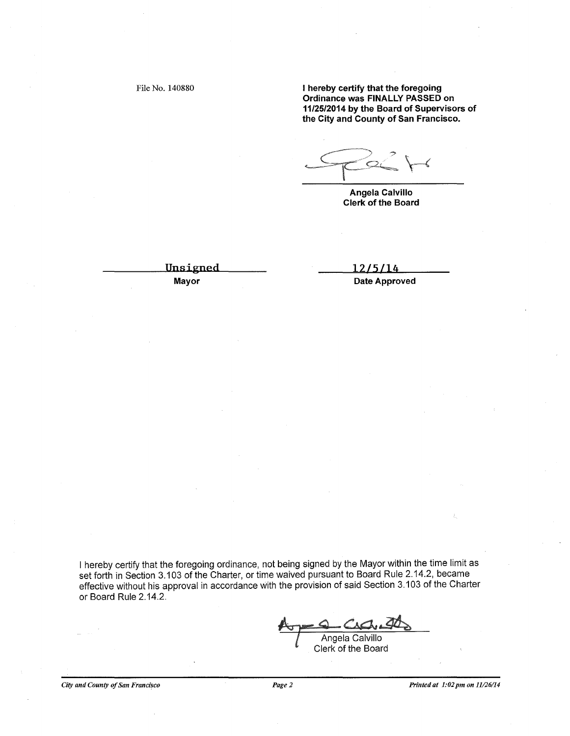File No. 140880

**I hereby certify that the foregoing Ordinance was FINALLY PASSED on 11/25/2014 by the Board of Supervisors of the City and County of San Francisco.**

**Angela Calvillo**
**Clerk of the Board**

Unsigned
**Mayor**

12/5/14
**Date Approved**

I hereby certify that the foregoing ordinance, not being signed by the Mayor within the time limit as set forth in Section 3.103 of the Charter, or time waived pursuant to Board Rule 2.14.2, became effective without his approval in accordance with the provision of said Section 3.103 of the Charter or Board Rule 2.14.2.

Angela Calvillo
Clerk of the Board